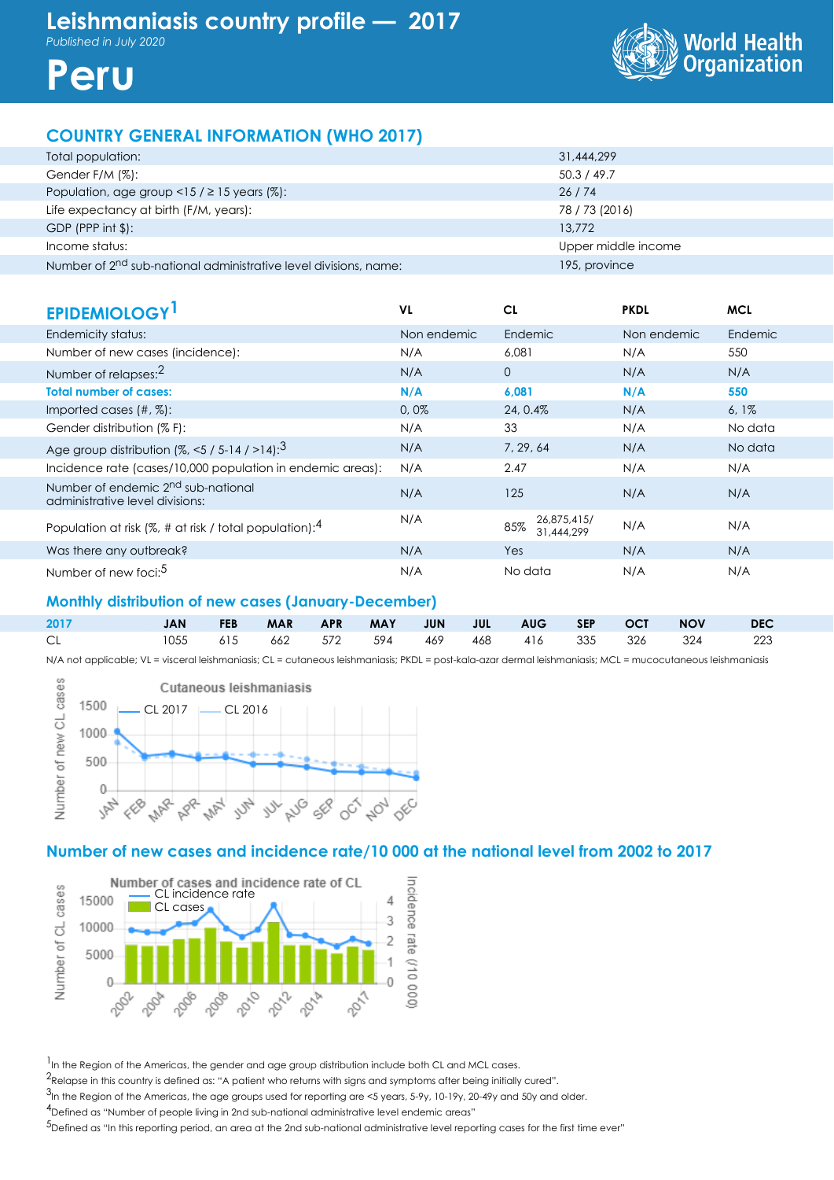# Leishmaniasis country profile — 2017

*Published in July 2020*

# Peru

## COUNTRY GENERAL INFORMATION (WHO 2017)

| | |
|---|---|
| Total population: | 31,444,299 |
| Gender F/M (%): | 50.3 / 49.7 |
| Population, age group <15 / ≥ 15 years (%): | 26 / 74 |
| Life expectancy at birth (F/M, years): | 78 / 73 (2016) |
| GDP (PPP int $): | 13,772 |
| Income status: | Upper middle income |
| Number of 2nd sub-national administrative level divisions, name: | 195, province |

## EPIDEMIOLOGY[1]

| | VL | CL | PKDL | MCL |
|---|---|---|---|---|
| Endemicity status: | Non endemic | Endemic | Non endemic | Endemic |
| Number of new cases (incidence): | N/A | 6,081 | N/A | 550 |
| Number of relapses:[2] | N/A | 0 | N/A | N/A |
| **Total number of cases:** | **N/A** | **6,081** | **N/A** | **550** |
| Imported cases (#, %): | 0, 0% | 24, 0.4% | N/A | 6, 1% |
| Gender distribution (% F): | N/A | 33 | N/A | No data |
| Age group distribution (%, <5 / 5-14 / >14):[3] | N/A | 7, 29, 64 | N/A | No data |
| Incidence rate (cases/10,000 population in endemic areas): | N/A | 2.47 | N/A | N/A |
| Number of endemic 2nd sub-national administrative level divisions: | N/A | 125 | N/A | N/A |
| Population at risk (%, # at risk / total population):[4] | N/A | 85% 26,875,415/ 31,444,299 | N/A | N/A |
| Was there any outbreak? | N/A | Yes | N/A | N/A |
| Number of new foci:[5] | N/A | No data | N/A | N/A |

### Monthly distribution of new cases (January-December)

| 2017 | JAN | FEB | MAR | APR | MAY | JUN | JUL | AUG | SEP | OCT | NOV | DEC |
|---|---|---|---|---|---|---|---|---|---|---|---|---|
| CL | 1055 | 615 | 662 | 572 | 594 | 469 | 468 | 416 | 335 | 326 | 324 | 223 |

N/A not applicable; VL = visceral leishmaniasis; CL = cutaneous leishmaniasis; PKDL = post-kala-azar dermal leishmaniasis; MCL = mucocutaneous leishmaniasis

### Number of new cases and incidence rate/10 000 at the national level from 2002 to 2017

[1]In the Region of the Americas, the gender and age group distribution include both CL and MCL cases.

[2]Relapse in this country is defined as: "A patient who returns with signs and symptoms after being initially cured".

[3]In the Region of the Americas, the age groups used for reporting are <5 years, 5-9y, 10-19y, 20-49y and 50y and older.

[4]Defined as "Number of people living in 2nd sub-national administrative level endemic areas"

[5]Defined as "In this reporting period, an area at the 2nd sub-national administrative level reporting cases for the first time ever"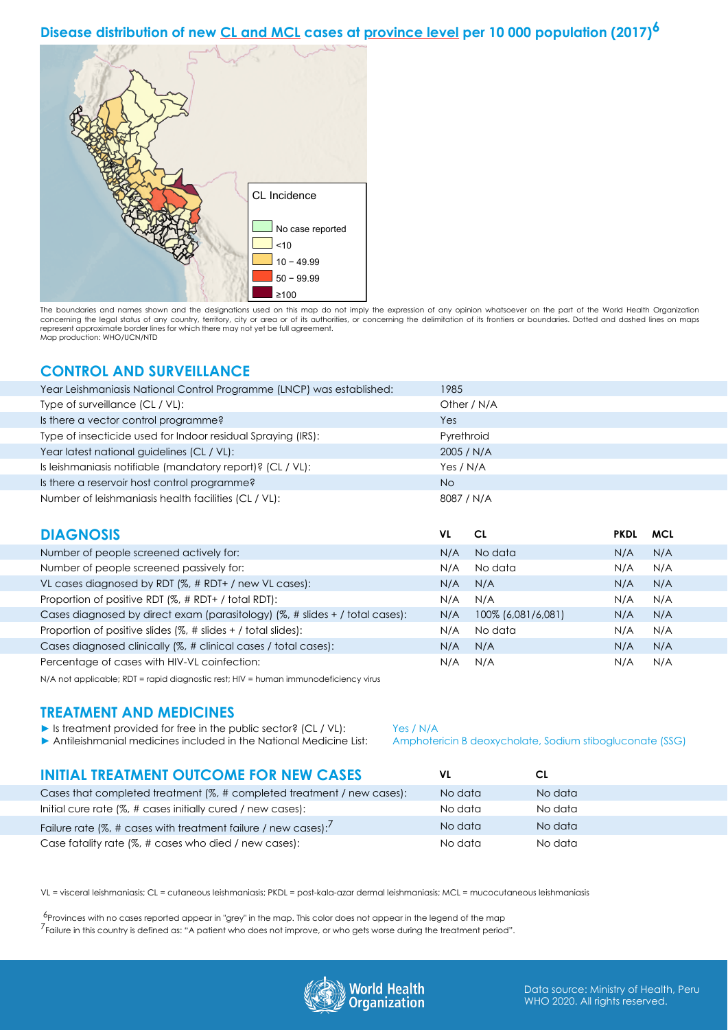## Disease distribution of new CL and MCL cases at province level per 10 000 population (2017)[6]

CL Incidence

No case reported

<10

10 – 49.99

50 – 99.99

≥100

The boundaries and names shown and the designations used on this map do not imply the expression of any opinion whatsoever on the part of the World Health Organization concerning the legal status of any country, territory, city or area or of its authorities, or concerning the delimitation of its frontiers or boundaries. Dotted and dashed lines on maps represent approximate border lines for which there may not yet be full agreement.
Map production: WHO/UCN/NTD

## CONTROL AND SURVEILLANCE

| | |
|---|---|
| Year Leishmaniasis National Control Programme (LNCP) was established: | 1985 |
| Type of surveillance (CL / VL): | Other / N/A |
| Is there a vector control programme? | Yes |
| Type of insecticide used for Indoor residual Spraying (IRS): | Pyrethroid |
| Year latest national guidelines (CL / VL): | 2005 / N/A |
| Is leishmaniasis notifiable (mandatory report)? (CL / VL): | Yes / N/A |
| Is there a reservoir host control programme? | No |
| Number of leishmaniasis health facilities (CL / VL): | 8087 / N/A |

## DIAGNOSIS

| | VL | CL | PKDL | MCL |
|---|---|---|---|---|
| Number of people screened actively for: | N/A | No data | N/A | N/A |
| Number of people screened passively for: | N/A | No data | N/A | N/A |
| VL cases diagnosed by RDT (%, # RDT+ / new VL cases): | N/A | N/A | N/A | N/A |
| Proportion of positive RDT (%, # RDT+ / total RDT): | N/A | N/A | N/A | N/A |
| Cases diagnosed by direct exam (parasitology) (%, # slides + / total cases): | N/A | 100% (6,081/6,081) | N/A | N/A |
| Proportion of positive slides (%, # slides + / total slides): | N/A | No data | N/A | N/A |
| Cases diagnosed clinically (%, # clinical cases / total cases): | N/A | N/A | N/A | N/A |
| Percentage of cases with HIV-VL coinfection: | N/A | N/A | N/A | N/A |

N/A not applicable; RDT = rapid diagnostic rest; HIV = human immunodeficiency virus

## TREATMENT AND MEDICINES

- ► Is treatment provided for free in the public sector? (CL / VL): Yes / N/A
- ► Antileishmanial medicines included in the National Medicine List: Amphotericin B deoxycholate, Sodium stibogluconate (SSG)

## INITIAL TREATMENT OUTCOME FOR NEW CASES

| | VL | CL |
|---|---|---|
| Cases that completed treatment (%, # completed treatment / new cases): | No data | No data |
| Initial cure rate (%, # cases initially cured / new cases): | No data | No data |
| Failure rate (%, # cases with treatment failure / new cases):[7] | No data | No data |
| Case fatality rate (%, # cases who died / new cases): | No data | No data |

VL = visceral leishmaniasis; CL = cutaneous leishmaniasis; PKDL = post-kala-azar dermal leishmaniasis; MCL = mucocutaneous leishmaniasis

[6]Provinces with no cases reported appear in "grey" in the map. This color does not appear in the legend of the map

[7]Failure in this country is defined as: "A patient who does not improve, or who gets worse during the treatment period".

World Health Organization

Data source: Ministry of Health, Peru
WHO 2020. All rights reserved.